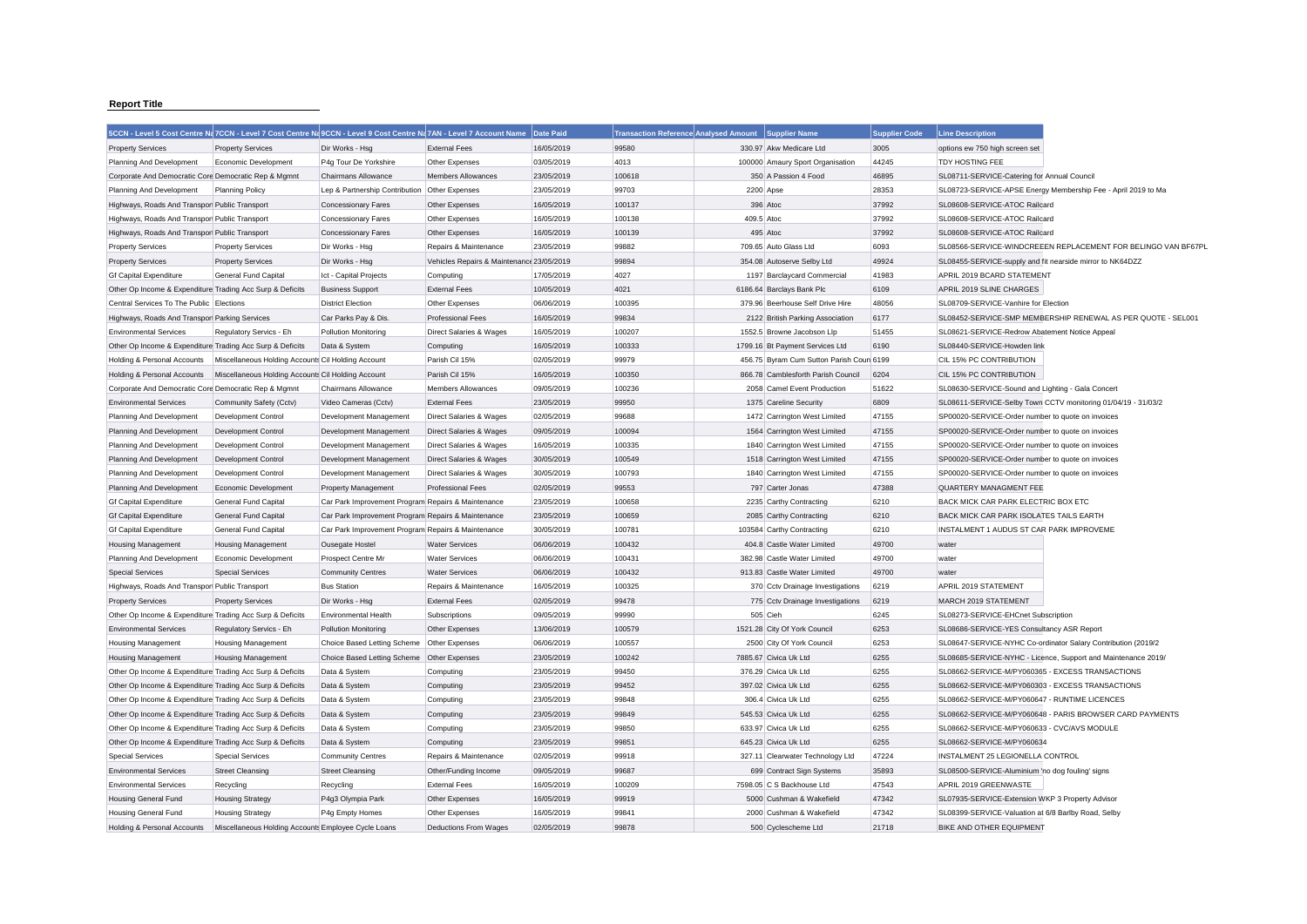**Report Title**

| 5CCN - Level 5 Cost Centre Na | 7CCN - Level 7 Cost Centre Na | 9CCN - Level 9 Cost Centre Na | 7AN - Level 7 Account Name | Date Paid | Transaction Reference | Analysed Amount | Supplier Name | Supplier Code | Line Description |
|---|---|---|---|---|---|---|---|---|---|
| Property Services | Property Services | Dir Works - Hsg | External Fees | 16/05/2019 | 99580 | 330.97 | Akw Medicare Ltd | 3005 | options ew 750 high screen set |
| Planning And Development | Economic Development | P4g Tour De Yorkshire | Other Expenses | 03/05/2019 | 4013 | 100000 | Amaury Sport Organisation | 44245 | TDY HOSTING FEE |
| Corporate And Democratic Core | Democratic Rep & Mgmnt | Chairmans Allowance | Members Allowances | 23/05/2019 | 100618 | 350 | A Passion 4 Food | 46895 | SL08711-SERVICE-Catering for Annual Council |
| Planning And Development | Planning Policy | Lep & Partnership Contribution | Other Expenses | 23/05/2019 | 99703 | 2200 | Apse | 28353 | SL08723-SERVICE-APSE Energy Membership Fee - April 2019 to Ma |
| Highways, Roads And Transport | Public Transport | Concessionary Fares | Other Expenses | 16/05/2019 | 100137 | 396 | Atoc | 37992 | SL08608-SERVICE-ATOC Railcard |
| Highways, Roads And Transport | Public Transport | Concessionary Fares | Other Expenses | 16/05/2019 | 100138 | 409.5 | Atoc | 37992 | SL08608-SERVICE-ATOC Railcard |
| Highways, Roads And Transport | Public Transport | Concessionary Fares | Other Expenses | 16/05/2019 | 100139 | 495 | Atoc | 37992 | SL08608-SERVICE-ATOC Railcard |
| Property Services | Property Services | Dir Works - Hsg | Repairs & Maintenance | 23/05/2019 | 99882 | 709.65 | Auto Glass Ltd | 6093 | SL08566-SERVICE-WINDCREEEN REPLACEMENT FOR BELINGO VAN BF67PL |
| Property Services | Property Services | Dir Works - Hsg | Vehicles Repairs & Maintenance | 23/05/2019 | 99894 | 354.08 | Autoserve Selby Ltd | 49924 | SL08455-SERVICE-supply and fit nearside mirror to NK64DZZ |
| Gf Capital Expenditure | General Fund Capital | Ict - Capital Projects | Computing | 17/05/2019 | 4027 | 1197 | Barclaycard Commercial | 41983 | APRIL 2019 BCARD STATEMENT |
| Other Op Income & Expenditure | Trading Acc Surp & Deficits | Business Support | External Fees | 10/05/2019 | 4021 | 6186.64 | Barclays Bank Plc | 6109 | APRIL 2019 SLINE CHARGES |
| Central Services To The Public | Elections | District Election | Other Expenses | 06/06/2019 | 100395 | 379.96 | Beerhouse Self Drive Hire | 48056 | SL08709-SERVICE-Vanhire for Election |
| Highways, Roads And Transport | Parking Services | Car Parks Pay & Dis. | Professional Fees | 16/05/2019 | 99834 | 2122 | British Parking Association | 6177 | SL08452-SERVICE-SMP MEMBERSHIP RENEWAL AS PER QUOTE - SEL001 |
| Environmental Services | Regulatory Servics - Eh | Pollution Monitoring | Direct Salaries & Wages | 16/05/2019 | 100207 | 1552.5 | Browne Jacobson Llp | 51455 | SL08621-SERVICE-Redrow Abatement Notice Appeal |
| Other Op Income & Expenditure | Trading Acc Surp & Deficits | Data & System | Computing | 16/05/2019 | 100333 | 1799.16 | Bt Payment Services Ltd | 6190 | SL08440-SERVICE-Howden link |
| Holding & Personal Accounts | Miscellaneous Holding Accounts | Cil Holding Account | Parish Cil 15% | 02/05/2019 | 99979 | 456.75 | Byram Cum Sutton Parish Coun | 6199 | CIL 15% PC CONTRIBUTION |
| Holding & Personal Accounts | Miscellaneous Holding Accounts | Cil Holding Account | Parish Cil 15% | 16/05/2019 | 100350 | 866.78 | Camblesforth Parish Council | 6204 | CIL 15% PC CONTRIBUTION |
| Corporate And Democratic Core | Democratic Rep & Mgmnt | Chairmans Allowance | Members Allowances | 09/05/2019 | 100236 | 2058 | Camel Event Production | 51622 | SL08630-SERVICE-Sound and Lighting - Gala Concert |
| Environmental Services | Community Safety (Cctv) | Video Cameras (Cctv) | External Fees | 23/05/2019 | 99950 | 1375 | Careline Security | 6809 | SL08611-SERVICE-Selby Town CCTV monitoring 01/04/19 - 31/03/2 |
| Planning And Development | Development Control | Development Management | Direct Salaries & Wages | 02/05/2019 | 99688 | 1472 | Carrington West Limited | 47155 | SP00020-SERVICE-Order number to quote on invoices |
| Planning And Development | Development Control | Development Management | Direct Salaries & Wages | 09/05/2019 | 100094 | 1564 | Carrington West Limited | 47155 | SP00020-SERVICE-Order number to quote on invoices |
| Planning And Development | Development Control | Development Management | Direct Salaries & Wages | 16/05/2019 | 100335 | 1840 | Carrington West Limited | 47155 | SP00020-SERVICE-Order number to quote on invoices |
| Planning And Development | Development Control | Development Management | Direct Salaries & Wages | 30/05/2019 | 100549 | 1518 | Carrington West Limited | 47155 | SP00020-SERVICE-Order number to quote on invoices |
| Planning And Development | Development Control | Development Management | Direct Salaries & Wages | 30/05/2019 | 100793 | 1840 | Carrington West Limited | 47155 | SP00020-SERVICE-Order number to quote on invoices |
| Planning And Development | Economic Development | Property Management | Professional Fees | 02/05/2019 | 99553 | 797 | Carter Jonas | 47388 | QUARTERY MANAGMENT FEE |
| Gf Capital Expenditure | General Fund Capital | Car Park Improvement Program | Repairs & Maintenance | 23/05/2019 | 100658 | 2235 | Carthy Contracting | 6210 | BACK MICK CAR PARK ELECTRIC BOX ETC |
| Gf Capital Expenditure | General Fund Capital | Car Park Improvement Program | Repairs & Maintenance | 23/05/2019 | 100659 | 2085 | Carthy Contracting | 6210 | BACK MICK CAR PARK ISOLATES TAILS EARTH |
| Gf Capital Expenditure | General Fund Capital | Car Park Improvement Program | Repairs & Maintenance | 30/05/2019 | 100781 | 103584 | Carthy Contracting | 6210 | INSTALMENT 1 AUDUS ST CAR PARK IMPROVEME |
| Housing Management | Housing Management | Ousegate Hostel | Water Services | 06/06/2019 | 100432 | 404.8 | Castle Water Limited | 49700 | water |
| Planning And Development | Economic Development | Prospect Centre Mr | Water Services | 06/06/2019 | 100431 | 382.98 | Castle Water Limited | 49700 | water |
| Special Services | Special Services | Community Centres | Water Services | 06/06/2019 | 100432 | 913.83 | Castle Water Limited | 49700 | water |
| Highways, Roads And Transport | Public Transport | Bus Station | Repairs & Maintenance | 16/05/2019 | 100325 | 370 | Cctv Drainage Investigations | 6219 | APRIL 2019 STATEMENT |
| Property Services | Property Services | Dir Works - Hsg | External Fees | 02/05/2019 | 99478 | 775 | Cctv Drainage Investigations | 6219 | MARCH 2019 STATEMENT |
| Other Op Income & Expenditure | Trading Acc Surp & Deficits | Environmental Health | Subscriptions | 09/05/2019 | 99990 | 505 | Cieh | 6245 | SL08273-SERVICE-EHCnet Subscription |
| Environmental Services | Regulatory Servics - Eh | Pollution Monitoring | Other Expenses | 13/06/2019 | 100579 | 1521.28 | City Of York Council | 6253 | SL08686-SERVICE-YES Consultancy ASR Report |
| Housing Management | Housing Management | Choice Based Letting Scheme | Other Expenses | 06/06/2019 | 100557 | 2500 | City Of York Council | 6253 | SL08647-SERVICE-NYHC Co-ordinator Salary Contribution (2019/2 |
| Housing Management | Housing Management | Choice Based Letting Scheme | Other Expenses | 23/05/2019 | 100242 | 7885.67 | Civica Uk Ltd | 6255 | SL08685-SERVICE-NYHC - Licence, Support and Maintenance 2019/ |
| Other Op Income & Expenditure | Trading Acc Surp & Deficits | Data & System | Computing | 23/05/2019 | 99450 | 376.29 | Civica Uk Ltd | 6255 | SL08662-SERVICE-M/PY060365 - EXCESS TRANSACTIONS |
| Other Op Income & Expenditure | Trading Acc Surp & Deficits | Data & System | Computing | 23/05/2019 | 99452 | 397.02 | Civica Uk Ltd | 6255 | SL08662-SERVICE-M/PY060303 - EXCESS TRANSACTIONS |
| Other Op Income & Expenditure | Trading Acc Surp & Deficits | Data & System | Computing | 23/05/2019 | 99848 | 306.4 | Civica Uk Ltd | 6255 | SL08662-SERVICE-M/PY060647 - RUNTIME LICENCES |
| Other Op Income & Expenditure | Trading Acc Surp & Deficits | Data & System | Computing | 23/05/2019 | 99849 | 545.53 | Civica Uk Ltd | 6255 | SL08662-SERVICE-M/PY060648 - PARIS BROWSER CARD PAYMENTS |
| Other Op Income & Expenditure | Trading Acc Surp & Deficits | Data & System | Computing | 23/05/2019 | 99850 | 633.97 | Civica Uk Ltd | 6255 | SL08662-SERVICE-M/PY060633 - CVC/AVS MODULE |
| Other Op Income & Expenditure | Trading Acc Surp & Deficits | Data & System | Computing | 23/05/2019 | 99851 | 645.23 | Civica Uk Ltd | 6255 | SL08662-SERVICE-M/PY060634 |
| Special Services | Special Services | Community Centres | Repairs & Maintenance | 02/05/2019 | 99918 | 327.11 | Clearwater Technology Ltd | 47224 | INSTALMENT 25 LEGIONELLA CONTROL |
| Environmental Services | Street Cleansing | Street Cleansing | Other/Funding Income | 09/05/2019 | 99687 | 699 | Contract Sign Systems | 35893 | SL08500-SERVICE-Aluminium 'no dog fouling' signs |
| Environmental Services | Recycling | Recycling | External Fees | 16/05/2019 | 100209 | 7598.05 | C S Backhouse Ltd | 47543 | APRIL 2019 GREENWASTE |
| Housing General Fund | Housing Strategy | P4g3 Olympia Park | Other Expenses | 16/05/2019 | 99919 | 5000 | Cushman & Wakefield | 47342 | SL07935-SERVICE-Extension WKP 3 Property Advisor |
| Housing General Fund | Housing Strategy | P4g Empty Homes | Other Expenses | 16/05/2019 | 99841 | 2000 | Cushman & Wakefield | 47342 | SL08399-SERVICE-Valuation at 6/8 Barlby Road, Selby |
| Holding & Personal Accounts | Miscellaneous Holding Accounts | Employee Cycle Loans | Deductions From Wages | 02/05/2019 | 99878 | 500 | Cyclescheme Ltd | 21718 | BIKE AND OTHER EQUIPMENT |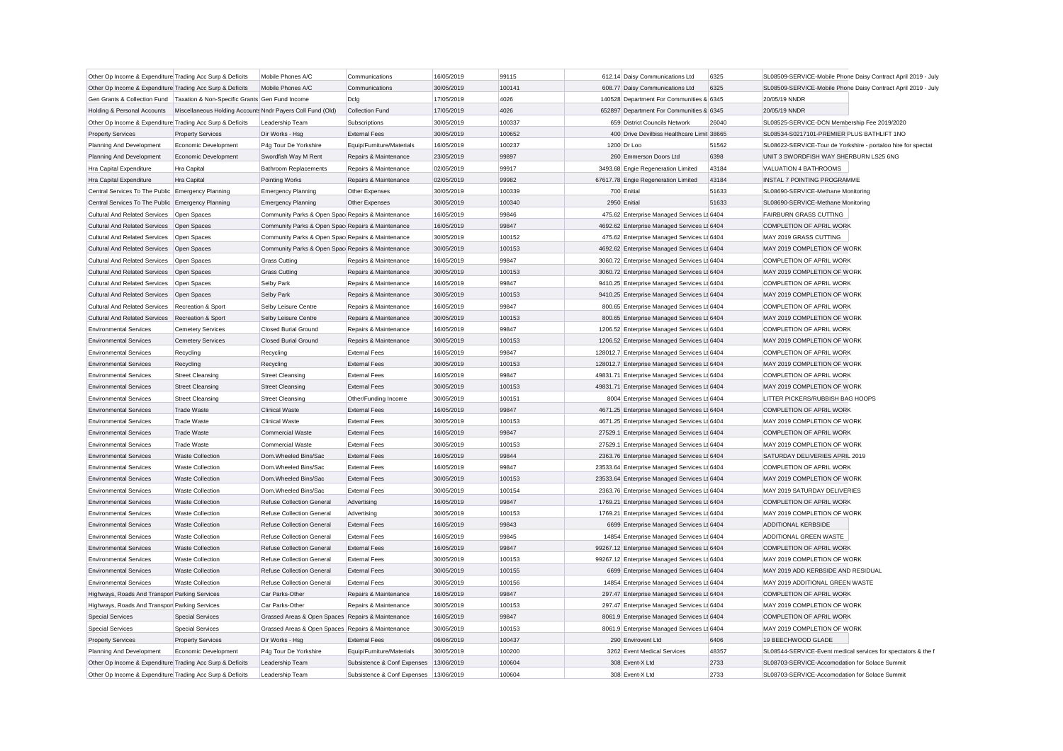| | | | | | | | | | |
|---|---|---|---|---|---|---|---|---|---|
| Other Op Income & Expenditure | Trading Acc Surp & Deficits | Mobile Phones A/C | Communications | 16/05/2019 | 99115 | 612.14 | Daisy Communications Ltd | 6325 | SL08509-SERVICE-Mobile Phone Daisy Contract April 2019 - July |
| Other Op Income & Expenditure | Trading Acc Surp & Deficits | Mobile Phones A/C | Communications | 30/05/2019 | 100141 | 608.77 | Daisy Communications Ltd | 6325 | SL08509-SERVICE-Mobile Phone Daisy Contract April 2019 - July |
| Gen Grants & Collection Fund | Taxation & Non-Specific Grants | Gen Fund Income | Dclg | 17/05/2019 | 4026 | 140528 | Department For Communities & | 6345 | 20/05/19 NNDR |
| Holding & Personal Accounts | Miscellaneous Holding Accounts | Nndr Payers Coll Fund (Old) | Collection Fund | 17/05/2019 | 4026 | 652897 | Department For Communities & | 6345 | 20/05/19 NNDR |
| Other Op Income & Expenditure | Trading Acc Surp & Deficits | Leadership Team | Subscriptions | 30/05/2019 | 100337 | 659 | District Councils Network | 26040 | SL08525-SERVICE-DCN Membership Fee 2019/2020 |
| Property Services | Property Services | Dir Works - Hsg | External Fees | 30/05/2019 | 100652 | 400 | Drive Devilbiss Healthcare Limit | 38665 | SL08534-S0217101-PREMIER PLUS BATHLIFT 1NO |
| Planning And Development | Economic Development | P4g Tour De Yorkshire | Equip/Furniture/Materials | 16/05/2019 | 100237 | 1200 | Dr Loo | 51562 | SL08622-SERVICE-Tour de Yorkshire - portaloo hire for spectat |
| Planning And Development | Economic Development | Swordfish Way M Rent | Repairs & Maintenance | 23/05/2019 | 99897 | 260 | Emmerson Doors Ltd | 6398 | UNIT 3 SWORDFISH WAY SHERBURN LS25 6NG |
| Hra Capital Expenditure | Hra Capital | Bathroom Replacements | Repairs & Maintenance | 02/05/2019 | 99917 | 3493.68 | Engie Regeneration Limited | 43184 | VALUATION 4 BATHROOMS |
| Hra Capital Expenditure | Hra Capital | Pointing Works | Repairs & Maintenance | 02/05/2019 | 99982 | 67617.78 | Engie Regeneration Limited | 43184 | INSTAL 7 POINTING PROGRAMME |
| Central Services To The Public | Emergency Planning | Emergency Planning | Other Expenses | 30/05/2019 | 100339 | 700 | Enitial | 51633 | SL08690-SERVICE-Methane Monitoring |
| Central Services To The Public | Emergency Planning | Emergency Planning | Other Expenses | 30/05/2019 | 100340 | 2950 | Enitial | 51633 | SL08690-SERVICE-Methane Monitoring |
| Cultural And Related Services | Open Spaces | Community Parks & Open Spac | Repairs & Maintenance | 16/05/2019 | 99846 | 475.62 | Enterprise Managed Services Lt | 6404 | FAIRBURN GRASS CUTTING |
| Cultural And Related Services | Open Spaces | Community Parks & Open Spac | Repairs & Maintenance | 16/05/2019 | 99847 | 4692.62 | Enterprise Managed Services Lt | 6404 | COMPLETION OF APRIL WORK |
| Cultural And Related Services | Open Spaces | Community Parks & Open Spac | Repairs & Maintenance | 30/05/2019 | 100152 | 475.62 | Enterprise Managed Services Lt | 6404 | MAY 2019 GRASS CUTTING |
| Cultural And Related Services | Open Spaces | Community Parks & Open Spac | Repairs & Maintenance | 30/05/2019 | 100153 | 4692.62 | Enterprise Managed Services Lt | 6404 | MAY 2019 COMPLETION OF WORK |
| Cultural And Related Services | Open Spaces | Grass Cutting | Repairs & Maintenance | 16/05/2019 | 99847 | 3060.72 | Enterprise Managed Services Lt | 6404 | COMPLETION OF APRIL WORK |
| Cultural And Related Services | Open Spaces | Grass Cutting | Repairs & Maintenance | 30/05/2019 | 100153 | 3060.72 | Enterprise Managed Services Lt | 6404 | MAY 2019 COMPLETION OF WORK |
| Cultural And Related Services | Open Spaces | Selby Park | Repairs & Maintenance | 16/05/2019 | 99847 | 9410.25 | Enterprise Managed Services Lt | 6404 | COMPLETION OF APRIL WORK |
| Cultural And Related Services | Open Spaces | Selby Park | Repairs & Maintenance | 30/05/2019 | 100153 | 9410.25 | Enterprise Managed Services Lt | 6404 | MAY 2019 COMPLETION OF WORK |
| Cultural And Related Services | Recreation & Sport | Selby Leisure Centre | Repairs & Maintenance | 16/05/2019 | 99847 | 800.65 | Enterprise Managed Services Lt | 6404 | COMPLETION OF APRIL WORK |
| Cultural And Related Services | Recreation & Sport | Selby Leisure Centre | Repairs & Maintenance | 30/05/2019 | 100153 | 800.65 | Enterprise Managed Services Lt | 6404 | MAY 2019 COMPLETION OF WORK |
| Environmental Services | Cemetery Services | Closed Burial Ground | Repairs & Maintenance | 16/05/2019 | 99847 | 1206.52 | Enterprise Managed Services Lt | 6404 | COMPLETION OF APRIL WORK |
| Environmental Services | Cemetery Services | Closed Burial Ground | Repairs & Maintenance | 30/05/2019 | 100153 | 1206.52 | Enterprise Managed Services Lt | 6404 | MAY 2019 COMPLETION OF WORK |
| Environmental Services | Recycling | Recycling | External Fees | 16/05/2019 | 99847 | 128012.7 | Enterprise Managed Services Lt | 6404 | COMPLETION OF APRIL WORK |
| Environmental Services | Recycling | Recycling | External Fees | 30/05/2019 | 100153 | 128012.7 | Enterprise Managed Services Lt | 6404 | MAY 2019 COMPLETION OF WORK |
| Environmental Services | Street Cleansing | Street Cleansing | External Fees | 16/05/2019 | 99847 | 49831.71 | Enterprise Managed Services Lt | 6404 | COMPLETION OF APRIL WORK |
| Environmental Services | Street Cleansing | Street Cleansing | External Fees | 30/05/2019 | 100153 | 49831.71 | Enterprise Managed Services Lt | 6404 | MAY 2019 COMPLETION OF WORK |
| Environmental Services | Street Cleansing | Street Cleansing | Other/Funding Income | 30/05/2019 | 100151 | 8004 | Enterprise Managed Services Lt | 6404 | LITTER PICKERS/RUBBISH BAG HOOPS |
| Environmental Services | Trade Waste | Clinical Waste | External Fees | 16/05/2019 | 99847 | 4671.25 | Enterprise Managed Services Lt | 6404 | COMPLETION OF APRIL WORK |
| Environmental Services | Trade Waste | Clinical Waste | External Fees | 30/05/2019 | 100153 | 4671.25 | Enterprise Managed Services Lt | 6404 | MAY 2019 COMPLETION OF WORK |
| Environmental Services | Trade Waste | Commercial Waste | External Fees | 16/05/2019 | 99847 | 27529.1 | Enterprise Managed Services Lt | 6404 | COMPLETION OF APRIL WORK |
| Environmental Services | Trade Waste | Commercial Waste | External Fees | 30/05/2019 | 100153 | 27529.1 | Enterprise Managed Services Lt | 6404 | MAY 2019 COMPLETION OF WORK |
| Environmental Services | Waste Collection | Dom.Wheeled Bins/Sac | External Fees | 16/05/2019 | 99844 | 2363.76 | Enterprise Managed Services Lt | 6404 | SATURDAY DELIVERIES APRIL 2019 |
| Environmental Services | Waste Collection | Dom.Wheeled Bins/Sac | External Fees | 16/05/2019 | 99847 | 23533.64 | Enterprise Managed Services Lt | 6404 | COMPLETION OF APRIL WORK |
| Environmental Services | Waste Collection | Dom.Wheeled Bins/Sac | External Fees | 30/05/2019 | 100153 | 23533.64 | Enterprise Managed Services Lt | 6404 | MAY 2019 COMPLETION OF WORK |
| Environmental Services | Waste Collection | Dom.Wheeled Bins/Sac | External Fees | 30/05/2019 | 100154 | 2363.76 | Enterprise Managed Services Lt | 6404 | MAY 2019 SATURDAY DELIVERIES |
| Environmental Services | Waste Collection | Refuse Collection General | Advertising | 16/05/2019 | 99847 | 1769.21 | Enterprise Managed Services Lt | 6404 | COMPLETION OF APRIL WORK |
| Environmental Services | Waste Collection | Refuse Collection General | Advertising | 30/05/2019 | 100153 | 1769.21 | Enterprise Managed Services Lt | 6404 | MAY 2019 COMPLETION OF WORK |
| Environmental Services | Waste Collection | Refuse Collection General | External Fees | 16/05/2019 | 99843 | 6699 | Enterprise Managed Services Lt | 6404 | ADDITIONAL KERBSIDE |
| Environmental Services | Waste Collection | Refuse Collection General | External Fees | 16/05/2019 | 99845 | 14854 | Enterprise Managed Services Lt | 6404 | ADDITIONAL GREEN WASTE |
| Environmental Services | Waste Collection | Refuse Collection General | External Fees | 16/05/2019 | 99847 | 99267.12 | Enterprise Managed Services Lt | 6404 | COMPLETION OF APRIL WORK |
| Environmental Services | Waste Collection | Refuse Collection General | External Fees | 30/05/2019 | 100153 | 99267.12 | Enterprise Managed Services Lt | 6404 | MAY 2019 COMPLETION OF WORK |
| Environmental Services | Waste Collection | Refuse Collection General | External Fees | 30/05/2019 | 100155 | 6699 | Enterprise Managed Services Lt | 6404 | MAY 2019 ADD KERBSIDE AND RESIDUAL |
| Environmental Services | Waste Collection | Refuse Collection General | External Fees | 30/05/2019 | 100156 | 14854 | Enterprise Managed Services Lt | 6404 | MAY 2019 ADDITIONAL GREEN WASTE |
| Highways, Roads And Transport | Parking Services | Car Parks-Other | Repairs & Maintenance | 16/05/2019 | 99847 | 297.47 | Enterprise Managed Services Lt | 6404 | COMPLETION OF APRIL WORK |
| Highways, Roads And Transport | Parking Services | Car Parks-Other | Repairs & Maintenance | 30/05/2019 | 100153 | 297.47 | Enterprise Managed Services Lt | 6404 | MAY 2019 COMPLETION OF WORK |
| Special Services | Special Services | Grassed Areas & Open Spaces | Repairs & Maintenance | 16/05/2019 | 99847 | 8061.9 | Enterprise Managed Services Lt | 6404 | COMPLETION OF APRIL WORK |
| Special Services | Special Services | Grassed Areas & Open Spaces | Repairs & Maintenance | 30/05/2019 | 100153 | 8061.9 | Enterprise Managed Services Lt | 6404 | MAY 2019 COMPLETION OF WORK |
| Property Services | Property Services | Dir Works - Hsg | External Fees | 06/06/2019 | 100437 | 290 | Envirovent Ltd | 6406 | 19 BEECHWOOD GLADE |
| Planning And Development | Economic Development | P4g Tour De Yorkshire | Equip/Furniture/Materials | 30/05/2019 | 100200 | 3262 | Event Medical Services | 48357 | SL08544-SERVICE-Event medical services for spectators & the f |
| Other Op Income & Expenditure | Trading Acc Surp & Deficits | Leadership Team | Subsistence & Conf Expenses | 13/06/2019 | 100604 | 308 | Event-X Ltd | 2733 | SL08703-SERVICE-Accomodation for Solace Summit |
| Other Op Income & Expenditure | Trading Acc Surp & Deficits | Leadership Team | Subsistence & Conf Expenses | 13/06/2019 | 100604 | 308 | Event-X Ltd | 2733 | SL08703-SERVICE-Accomodation for Solace Summit |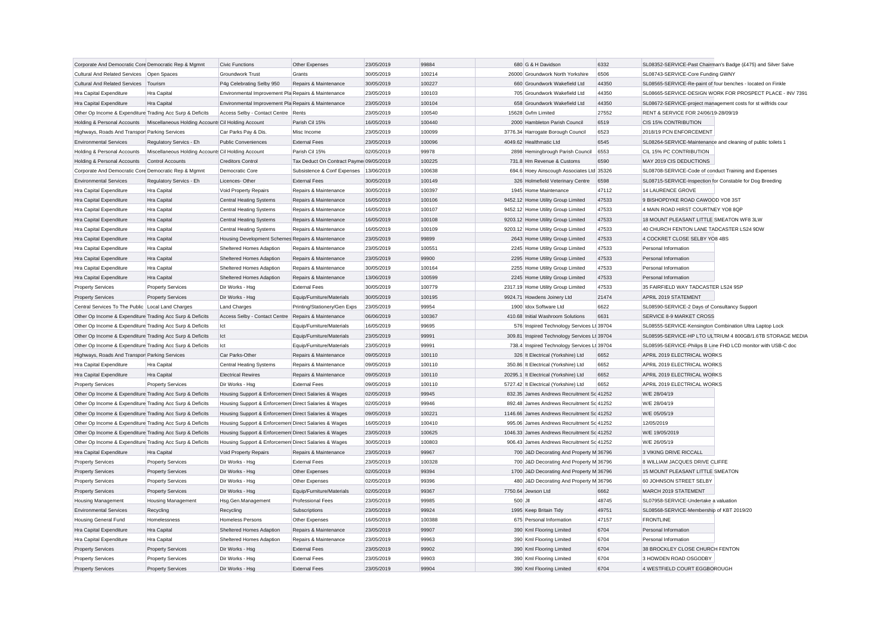| | | | | | | | | | |
|---|---|---|---|---|---|---|---|---|---|
| Corporate And Democratic Core | Democratic Rep & Mgmnt | Civic Functions | Other Expenses | 23/05/2019 | 99884 | 680 | G & H Davidson | 6332 | SL08352-SERVICE-Past Chairman's Badge (£475) and Silver Salve |
| Cultural And Related Services | Open Spaces | Groundwork Trust | Grants | 30/05/2019 | 100214 | 26000 | Groundwork North Yorkshire | 6506 | SL08743-SERVICE-Core Funding GWNY |
| Cultural And Related Services | Tourism | P4g Celebrating Selby 950 | Repairs & Maintenance | 30/05/2019 | 100227 | 660 | Groundwork Wakefield Ltd | 44350 | SL08565-SERVICE-Re-paint of four benches - located on Finkle |
| Hra Capital Expenditure | Hra Capital | Environmental Improvement Pla | Repairs & Maintenance | 23/05/2019 | 100103 | 705 | Groundwork Wakefield Ltd | 44350 | SL08665-SERVICE-DESIGN WORK FOR PROSPECT PLACE - INV 7391 |
| Hra Capital Expenditure | Hra Capital | Environmental Improvement Pla | Repairs & Maintenance | 23/05/2019 | 100104 | 658 | Groundwork Wakefield Ltd | 44350 | SL08672-SERVICE-project management costs for st wilfrids cour |
| Other Op Income & Expenditure | Trading Acc Surp & Deficits | Access Selby - Contact Centre | Rents | 23/05/2019 | 100540 | 15628 | Gvfm Limited | 27552 | RENT & SERVICE FOR 24/06/19-28/09/19 |
| Holding & Personal Accounts | Miscellaneous Holding Accounts | Cil Holding Account | Parish Cil 15% | 16/05/2019 | 100440 | 2000 | Hambleton Parish Council | 6519 | CIS 15% CONTRIBUTION |
| Highways, Roads And Transport | Parking Services | Car Parks Pay & Dis. | Misc Income | 23/05/2019 | 100099 | 3776.34 | Harrogate Borough Council | 6523 | 2018/19 PCN ENFORCEMENT |
| Environmental Services | Regulatory Servics - Eh | Public Conveniences | External Fees | 23/05/2019 | 100096 | 4049.62 | Healthmatic Ltd | 6545 | SL08264-SERVICE-Maintenance and cleaning of public toilets 1 |
| Holding & Personal Accounts | Miscellaneous Holding Accounts | Cil Holding Account | Parish Cil 15% | 02/05/2019 | 99978 | 2898 | Hemingbrough Parish Council | 6553 | CIL 15% PC CONTRIBUTION |
| Holding & Personal Accounts | Control Accounts | Creditors Control | Tax Deduct On Contract Payme | 09/05/2019 | 100225 | 731.8 | Hm Revenue & Customs | 6590 | MAY 2019 CIS DEDUCTIONS |
| Corporate And Democratic Core | Democratic Rep & Mgmnt | Democratic Core | Subsistence & Conf Expenses | 13/06/2019 | 100638 | 694.6 | Hoey Ainscough Associates Ltd | 35326 | SL08708-SERVICE-Code of conduct Training and Expenses |
| Environmental Services | Regulatory Servics - Eh | Licences- Other | External Fees | 30/05/2019 | 100149 | 326 | Holmefield Veterinary Centre | 6598 | SL08715-SERVICE-Inspection for Constable for Dog Breeding |
| Hra Capital Expenditure | Hra Capital | Void Property Repairs | Repairs & Maintenance | 30/05/2019 | 100397 | 1945 | Home Maintenance | 47112 | 14 LAURENCE GROVE |
| Hra Capital Expenditure | Hra Capital | Central Heating Systems | Repairs & Maintenance | 16/05/2019 | 100106 | 9452.12 | Home Utility Group Limited | 47533 | 9 BISHOPDYKE ROAD CAWOOD YO8 3ST |
| Hra Capital Expenditure | Hra Capital | Central Heating Systems | Repairs & Maintenance | 16/05/2019 | 100107 | 9452.12 | Home Utility Group Limited | 47533 | 4 MAIN ROAD HIRST COURTNEY YO8 8QP |
| Hra Capital Expenditure | Hra Capital | Central Heating Systems | Repairs & Maintenance | 16/05/2019 | 100108 | 9203.12 | Home Utility Group Limited | 47533 | 18 MOUNT PLEASANT LITTLE SMEATON WF8 3LW |
| Hra Capital Expenditure | Hra Capital | Central Heating Systems | Repairs & Maintenance | 16/05/2019 | 100109 | 9203.12 | Home Utility Group Limited | 47533 | 40 CHURCH FENTON LANE TADCASTER LS24 9DW |
| Hra Capital Expenditure | Hra Capital | Housing Development Schemes | Repairs & Maintenance | 23/05/2019 | 99899 | 2643 | Home Utility Group Limited | 47533 | 4 COCKRET CLOSE SELBY YO8 4BS |
| Hra Capital Expenditure | Hra Capital | Sheltered Homes Adaption | Repairs & Maintenance | 23/05/2019 | 100551 | 2245 | Home Utility Group Limited | 47533 | Personal Information |
| Hra Capital Expenditure | Hra Capital | Sheltered Homes Adaption | Repairs & Maintenance | 23/05/2019 | 99900 | 2295 | Home Utility Group Limited | 47533 | Personal Information |
| Hra Capital Expenditure | Hra Capital | Sheltered Homes Adaption | Repairs & Maintenance | 30/05/2019 | 100164 | 2255 | Home Utility Group Limited | 47533 | Personal Information |
| Hra Capital Expenditure | Hra Capital | Sheltered Homes Adaption | Repairs & Maintenance | 13/06/2019 | 100599 | 2245 | Home Utility Group Limited | 47533 | Personal Information |
| Property Services | Property Services | Dir Works - Hsg | External Fees | 30/05/2019 | 100779 | 2317.19 | Home Utility Group Limited | 47533 | 35 FAIRFIELD WAY TADCASTER LS24 9SP |
| Property Services | Property Services | Dir Works - Hsg | Equip/Furniture/Materials | 30/05/2019 | 100195 | 9924.71 | Howdens Joinery Ltd | 21474 | APRIL 2019 STATEMENT |
| Central Services To The Public | Local Land Charges | Land Charges | Printing/Stationery/Gen Exps | 23/05/2019 | 99954 | 1900 | Idox Software Ltd | 6622 | SL08590-SERVICE-2 Days of Consultancy Support |
| Other Op Income & Expenditure | Trading Acc Surp & Deficits | Access Selby - Contact Centre | Repairs & Maintenance | 06/06/2019 | 100367 | 410.68 | Initial Washroom Solutions | 6631 | SERVICE 8-9 MARKET CROSS |
| Other Op Income & Expenditure | Trading Acc Surp & Deficits | Ict | Equip/Furniture/Materials | 16/05/2019 | 99695 | 576 | Inspired Technology Services Lt | 39704 | SL08555-SERVICE-Kensington Combination Ultra Laptop Lock |
| Other Op Income & Expenditure | Trading Acc Surp & Deficits | Ict | Equip/Furniture/Materials | 23/05/2019 | 99991 | 309.81 | Inspired Technology Services Lt | 39704 | SL08595-SERVICE-HP LTO ULTRIUM 4 800GB/1.6TB STORAGE MEDIA |
| Other Op Income & Expenditure | Trading Acc Surp & Deficits | Ict | Equip/Furniture/Materials | 23/05/2019 | 99991 | 738.4 | Inspired Technology Services Lt | 39704 | SL08595-SERVICE-Philips B Line FHD LCD monitor with USB-C doc |
| Highways, Roads And Transport | Parking Services | Car Parks-Other | Repairs & Maintenance | 09/05/2019 | 100110 | 326 | It Electrical (Yorkshire) Ltd | 6652 | APRIL 2019 ELECTRICAL WORKS |
| Hra Capital Expenditure | Hra Capital | Central Heating Systems | Repairs & Maintenance | 09/05/2019 | 100110 | 350.86 | It Electrical (Yorkshire) Ltd | 6652 | APRIL 2019 ELECTRICAL WORKS |
| Hra Capital Expenditure | Hra Capital | Electrical Rewires | Repairs & Maintenance | 09/05/2019 | 100110 | 20295.1 | It Electrical (Yorkshire) Ltd | 6652 | APRIL 2019 ELECTRICAL WORKS |
| Property Services | Property Services | Dir Works - Hsg | External Fees | 09/05/2019 | 100110 | 5727.42 | It Electrical (Yorkshire) Ltd | 6652 | APRIL 2019 ELECTRICAL WORKS |
| Other Op Income & Expenditure | Trading Acc Surp & Deficits | Housing Support & Enforcement | Direct Salaries & Wages | 02/05/2019 | 99945 | 832.35 | James Andrews Recruitment Sc | 41252 | W/E 28/04/19 |
| Other Op Income & Expenditure | Trading Acc Surp & Deficits | Housing Support & Enforcement | Direct Salaries & Wages | 02/05/2019 | 99946 | 892.48 | James Andrews Recruitment Sc | 41252 | W/E 28/04/19 |
| Other Op Income & Expenditure | Trading Acc Surp & Deficits | Housing Support & Enforcement | Direct Salaries & Wages | 09/05/2019 | 100221 | 1146.66 | James Andrews Recruitment Sc | 41252 | W/E 05/05/19 |
| Other Op Income & Expenditure | Trading Acc Surp & Deficits | Housing Support & Enforcement | Direct Salaries & Wages | 16/05/2019 | 100410 | 995.06 | James Andrews Recruitment Sc | 41252 | 12/05/2019 |
| Other Op Income & Expenditure | Trading Acc Surp & Deficits | Housing Support & Enforcement | Direct Salaries & Wages | 23/05/2019 | 100625 | 1046.33 | James Andrews Recruitment Sc | 41252 | W/E 19/05/2019 |
| Other Op Income & Expenditure | Trading Acc Surp & Deficits | Housing Support & Enforcement | Direct Salaries & Wages | 30/05/2019 | 100803 | 906.43 | James Andrews Recruitment Sc | 41252 | W/E 26/05/19 |
| Hra Capital Expenditure | Hra Capital | Void Property Repairs | Repairs & Maintenance | 23/05/2019 | 99967 | 700 | J&D Decorating And Property M | 36796 | 3 VIKING DRIVE RICCALL |
| Property Services | Property Services | Dir Works - Hsg | External Fees | 23/05/2019 | 100328 | 700 | J&D Decorating And Property M | 36796 | 8 WILLIAM JACQUES DRIVE CLIFFE |
| Property Services | Property Services | Dir Works - Hsg | Other Expenses | 02/05/2019 | 99394 | 1700 | J&D Decorating And Property M | 36796 | 15 MOUNT PLEASANT LITTLE SMEATON |
| Property Services | Property Services | Dir Works - Hsg | Other Expenses | 02/05/2019 | 99396 | 480 | J&D Decorating And Property M | 36796 | 60 JOHNSON STREET SELBY |
| Property Services | Property Services | Dir Works - Hsg | Equip/Furniture/Materials | 02/05/2019 | 99367 | 7750.64 | Jewson Ltd | 6662 | MARCH 2019 STATEMENT |
| Housing Management | Housing Management | Hsg.Gen.Management | Professional Fees | 23/05/2019 | 99985 | 500 | Jll | 48745 | SL07958-SERVICE-Undertake a valuation |
| Environmental Services | Recycling | Recycling | Subscriptions | 23/05/2019 | 99924 | 1995 | Keep Britain Tidy | 49751 | SL08568-SERVICE-Membership of KBT 2019/20 |
| Housing General Fund | Homelessness | Homeless Persons | Other Expenses | 16/05/2019 | 100388 | 675 | Personal Information | 47157 | FRONTLINE |
| Hra Capital Expenditure | Hra Capital | Sheltered Homes Adaption | Repairs & Maintenance | 23/05/2019 | 99907 | 390 | Kml Flooring Limited | 6704 | Personal Information |
| Hra Capital Expenditure | Hra Capital | Sheltered Homes Adaption | Repairs & Maintenance | 23/05/2019 | 99963 | 390 | Kml Flooring Limited | 6704 | Personal Information |
| Property Services | Property Services | Dir Works - Hsg | External Fees | 23/05/2019 | 99902 | 390 | Kml Flooring Limited | 6704 | 38 BROCKLEY CLOSE CHURCH FENTON |
| Property Services | Property Services | Dir Works - Hsg | External Fees | 23/05/2019 | 99903 | 390 | Kml Flooring Limited | 6704 | 3 HOWDEN ROAD OSGODBY |
| Property Services | Property Services | Dir Works - Hsg | External Fees | 23/05/2019 | 99904 | 390 | Kml Flooring Limited | 6704 | 4 WESTFIELD COURT EGGBOROUGH |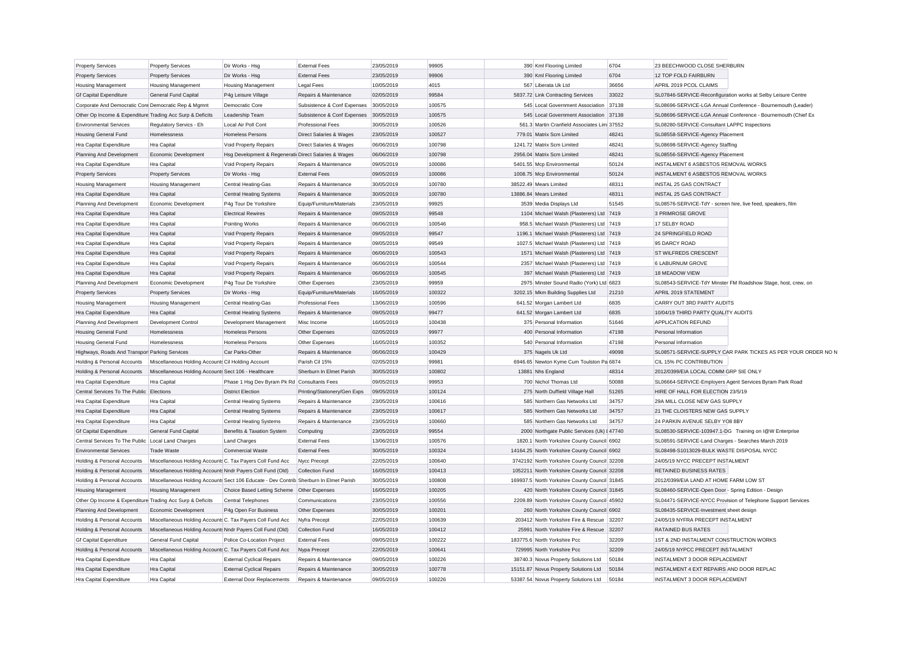| Property Services | Property Services | Dir Works - Hsg | External Fees | 23/05/2019 | 99905 | 390 | Kml Flooring Limited | 6704 | 23 BEECHWOOD CLOSE SHERBURN |
|---|---|---|---|---|---|---|---|---|---|
| Property Services | Property Services | Dir Works - Hsg | External Fees | 23/05/2019 | 99906 | 390 | Kml Flooring Limited | 6704 | 12 TOP FOLD FAIRBURN |
| Housing Management | Housing Management | Housing Management | Legal Fees | 10/05/2019 | 4015 | 567 | Liberata Uk Ltd | 36656 | APRIL 2019 PCOL CLAIMS |
| Gf Capital Expenditure | General Fund Capital | P4g Leisure Village | Repairs & Maintenance | 02/05/2019 | 99584 | 5837.72 | Link Contracting Services | 33022 | SL07846-SERVICE-Reconfiguration works at Selby Leisure Centre |
| Corporate And Democratic Core | Democratic Rep & Mgmnt | Democratic Core | Subsistence & Conf Expenses | 30/05/2019 | 100575 | 545 | Local Government Association | 37138 | SL08696-SERVICE-LGA Annual Conference - Bournemouth (Leader) |
| Other Op Income & Expenditure | Trading Acc Surp & Deficits | Leadership Team | Subsistence & Conf Expenses | 30/05/2019 | 100575 | 545 | Local Government Association | 37138 | SL08696-SERVICE-LGA Annual Conference - Bournemouth (Chief Ex |
| Environmental Services | Regulatory Servics - Eh | Local Air Poll Cont | Professional Fees | 30/05/2019 | 100526 | 561.3 | Martin Cranfield Associates Lim | 37552 | SL08280-SERVICE-Consultant LAPPC Inspections |
| Housing General Fund | Homelessness | Homeless Persons | Direct Salaries & Wages | 23/05/2019 | 100527 | 779.01 | Matrix Scm Limited | 48241 | SL08558-SERVICE-Agency Placement |
| Hra Capital Expenditure | Hra Capital | Void Property Repairs | Direct Salaries & Wages | 06/06/2019 | 100798 | 1241.72 | Matrix Scm Limited | 48241 | SL08698-SERVICE-Agency Staffing |
| Planning And Development | Economic Development | Hsg Development & Regenerati | Direct Salaries & Wages | 06/06/2019 | 100798 | 2956.04 | Matrix Scm Limited | 48241 | SL08556-SERVICE-Agency Placement |
| Hra Capital Expenditure | Hra Capital | Void Property Repairs | Repairs & Maintenance | 09/05/2019 | 100086 | 5401.55 | Mcp Environmental | 50124 | INSTALMENT 6 ASBESTOS REMOVAL WORKS |
| Property Services | Property Services | Dir Works - Hsg | External Fees | 09/05/2019 | 100086 | 1008.75 | Mcp Environmental | 50124 | INSTALMENT 6 ASBESTOS REMOVAL WORKS |
| Housing Management | Housing Management | Central Heating-Gas | Repairs & Maintenance | 30/05/2019 | 100780 | 38522.49 | Mears Limited | 48311 | INSTAL 25 GAS CONTRACT |
| Hra Capital Expenditure | Hra Capital | Central Heating Systems | Repairs & Maintenance | 30/05/2019 | 100780 | 13886.84 | Mears Limited | 48311 | INSTAL 25 GAS CONTRACT |
| Planning And Development | Economic Development | P4g Tour De Yorkshire | Equip/Furniture/Materials | 23/05/2019 | 99925 | 3539 | Media Displays Ltd | 51545 | SL08576-SERVICE-TdY - screen hire, live feed, speakers, film |
| Hra Capital Expenditure | Hra Capital | Electrical Rewires | Repairs & Maintenance | 09/05/2019 | 99548 | 1104 | Michael Walsh (Plasterers) Ltd | 7419 | 3 PRIMROSE GROVE |
| Hra Capital Expenditure | Hra Capital | Pointing Works | Repairs & Maintenance | 06/06/2019 | 100546 | 958.5 | Michael Walsh (Plasterers) Ltd | 7419 | 17 SELBY ROAD |
| Hra Capital Expenditure | Hra Capital | Void Property Repairs | Repairs & Maintenance | 09/05/2019 | 99547 | 1196.1 | Michael Walsh (Plasterers) Ltd | 7419 | 24 SPRINGFIELD ROAD |
| Hra Capital Expenditure | Hra Capital | Void Property Repairs | Repairs & Maintenance | 09/05/2019 | 99549 | 1027.5 | Michael Walsh (Plasterers) Ltd | 7419 | 95 DARCY ROAD |
| Hra Capital Expenditure | Hra Capital | Void Property Repairs | Repairs & Maintenance | 06/06/2019 | 100543 | 1571 | Michael Walsh (Plasterers) Ltd | 7419 | ST WILFREDS CRESCENT |
| Hra Capital Expenditure | Hra Capital | Void Property Repairs | Repairs & Maintenance | 06/06/2019 | 100544 | 2357 | Michael Walsh (Plasterers) Ltd | 7419 | 6 LABURNUM GROVE |
| Hra Capital Expenditure | Hra Capital | Void Property Repairs | Repairs & Maintenance | 06/06/2019 | 100545 | 397 | Michael Walsh (Plasterers) Ltd | 7419 | 18 MEADOW VIEW |
| Planning And Development | Economic Development | P4g Tour De Yorkshire | Other Expenses | 23/05/2019 | 99959 | 2975 | Minster Sound Radio (York) Ltd | 6823 | SL08543-SERVICE-TdY Minster FM Roadshow Stage, host, crew, on |
| Property Services | Property Services | Dir Works - Hsg | Equip/Furniture/Materials | 16/05/2019 | 100322 | 3202.15 | Mkm Building Supplies Ltd | 21210 | APRIL 2019 STATEMENT |
| Housing Management | Housing Management | Central Heating-Gas | Professional Fees | 13/06/2019 | 100596 | 641.52 | Morgan Lambert Ltd | 6835 | CARRY OUT 3RD PARTY AUDITS |
| Hra Capital Expenditure | Hra Capital | Central Heating Systems | Repairs & Maintenance | 09/05/2019 | 99477 | 641.52 | Morgan Lambert Ltd | 6835 | 10/04/19 THIRD PARTY QUALITY AUDITS |
| Planning And Development | Development Control | Development Management | Misc Income | 16/05/2019 | 100438 | 375 | Personal Information | 51646 | APPLICATION REFUND |
| Housing General Fund | Homelessness | Homeless Persons | Other Expenses | 02/05/2019 | 99977 | 400 | Personal Information | 47198 | Personal Information |
| Housing General Fund | Homelessness | Homeless Persons | Other Expenses | 16/05/2019 | 100352 | 540 | Personal Information | 47198 | Personal Information |
| Highways, Roads And Transport | Parking Services | Car Parks-Other | Repairs & Maintenance | 06/06/2019 | 100429 | 375 | Nagels Uk Ltd | 49098 | SL08571-SERVICE-SUPPLY CAR PARK TICKES AS PER YOUR ORDER NO N |
| Holding & Personal Accounts | Miscellaneous Holding Accounts | Cil Holding Account | Parish Cil 15% | 02/05/2019 | 99981 | 6946.65 | Newton Kyme Cum Toulston Pa | 6874 | CIL 15% PC CONTRIBUTION |
| Holding & Personal Accounts | Miscellaneous Holding Accounts | Sect 106 - Healthcare | Sherburn In Elmet Parish | 30/05/2019 | 100802 | 13881 | Nhs England | 48314 | 2012/0399/EIA LOCAL COMM GRP SIE ONLY |
| Hra Capital Expenditure | Hra Capital | Phase 1 Hsg Dev Byram Pk Rd | Consultants Fees | 09/05/2019 | 99953 | 700 | Nichol Thomas Ltd | 50088 | SL06664-SERVICE-Employers Agent Services Byram Park Road |
| Central Services To The Public | Elections | District Election | Printing/Stationery/Gen Exps | 09/05/2019 | 100124 | 275 | North Duffield Village Hall | 51265 | HIRE OF HALL FOR ELECTION 23/5/19 |
| Hra Capital Expenditure | Hra Capital | Central Heating Systems | Repairs & Maintenance | 23/05/2019 | 100616 | 585 | Northern Gas Networks Ltd | 34757 | 29A MILL CLOSE NEW GAS SUPPLY |
| Hra Capital Expenditure | Hra Capital | Central Heating Systems | Repairs & Maintenance | 23/05/2019 | 100617 | 585 | Northern Gas Networks Ltd | 34757 | 21 THE CLOISTERS NEW GAS SUPPLY |
| Hra Capital Expenditure | Hra Capital | Central Heating Systems | Repairs & Maintenance | 23/05/2019 | 100660 | 585 | Northern Gas Networks Ltd | 34757 | 24 PARKIN AVENUE SELBY YO8 8BY |
| Gf Capital Expenditure | General Fund Capital | Benefits & Taxation System | Computing | 23/05/2019 | 99554 | 2000 | Northgate Public Services (Uk) L | 47740 | SL08530-SERVICE-103947.1-DG Training on I@W Enterprise |
| Central Services To The Public | Local Land Charges | Land Charges | External Fees | 13/06/2019 | 100576 | 1820.1 | North Yorkshire County Council | 6902 | SL08591-SERVICE-Land Charges - Searches March 2019 |
| Environmental Services | Trade Waste | Commercial Waste | External Fees | 30/05/2019 | 100324 | 14164.25 | North Yorkshire County Council | 6902 | SL08498-S1013029-BULK WASTE DISPOSAL NYCC |
| Holding & Personal Accounts | Miscellaneous Holding Accounts | C. Tax Payers Coll Fund Acc | Nycc Precept | 22/05/2019 | 100640 | 3742192 | North Yorkshire County Council | 32208 | 24/05/19 NYCC PRECEPT INSTALMENT |
| Holding & Personal Accounts | Miscellaneous Holding Accounts | Nndr Payers Coll Fund (Old) | Collection Fund | 16/05/2019 | 100413 | 1052211 | North Yorkshire County Council | 32208 | RETAINED BUSINESS RATES |
| Holding & Personal Accounts | Miscellaneous Holding Accounts | Sect 106 Educate - Dev Contrib | Sherburn In Elmet Parish | 30/05/2019 | 100808 | 169937.5 | North Yorkshire County Council | 31845 | 2012/0399/EIA LAND AT HOME FARM LOW ST |
| Housing Management | Housing Management | Choice Based Letting Scheme | Other Expenses | 16/05/2019 | 100205 | 420 | North Yorkshire County Council | 31845 | SL08460-SERVICE-Open Door - Spring Edition - Design |
| Other Op Income & Expenditure | Trading Acc Surp & Deficits | Central Telephones | Communications | 23/05/2019 | 100556 | 2209.89 | North Yorkshire County Council | 45902 | SL04471-SERVICE-NYCC Provision of Telephone Support Services |
| Planning And Development | Economic Development | P4g Open For Business | Other Expenses | 30/05/2019 | 100201 | 260 | North Yorkshire County Council | 6902 | SL08435-SERVICE-Investment sheet design |
| Holding & Personal Accounts | Miscellaneous Holding Accounts | C. Tax Payers Coll Fund Acc | Nyfra Precept | 22/05/2019 | 100639 | 203412 | North Yorkshire Fire & Rescue | 32207 | 24/05/19 NYFRA PRECEPT INSTALMENT |
| Holding & Personal Accounts | Miscellaneous Holding Accounts | Nndr Payers Coll Fund (Old) | Collection Fund | 16/05/2019 | 100412 | 25991 | North Yorkshire Fire & Rescue | 32207 | RATAINED BUS RATES |
| Gf Capital Expenditure | General Fund Capital | Police Co-Location Project | External Fees | 09/05/2019 | 100222 | 183775.6 | North Yorkshire Pcc | 32209 | 1ST & 2ND INSTALMENT CONSTRUCTION WORKS |
| Holding & Personal Accounts | Miscellaneous Holding Accounts | C. Tax Payers Coll Fund Acc | Nypa Precept | 22/05/2019 | 100641 | 729995 | North Yorkshire Pcc | 32209 | 24/05/19 NYPCC PRECEPT INSTALMENT |
| Hra Capital Expenditure | Hra Capital | External Cyclical Repairs | Repairs & Maintenance | 09/05/2019 | 100226 | 38740.3 | Novus Property Solutions Ltd | 50184 | INSTALMENT 3 DOOR REPLACEMENT |
| Hra Capital Expenditure | Hra Capital | External Cyclical Repairs | Repairs & Maintenance | 30/05/2019 | 100778 | 15151.87 | Novus Property Solutions Ltd | 50184 | INSTALMENT 4 EXT REPAIRS AND DOOR REPLAC |
| Hra Capital Expenditure | Hra Capital | External Door Replacements | Repairs & Maintenance | 09/05/2019 | 100226 | 53387.54 | Novus Property Solutions Ltd | 50184 | INSTALMENT 3 DOOR REPLACEMENT |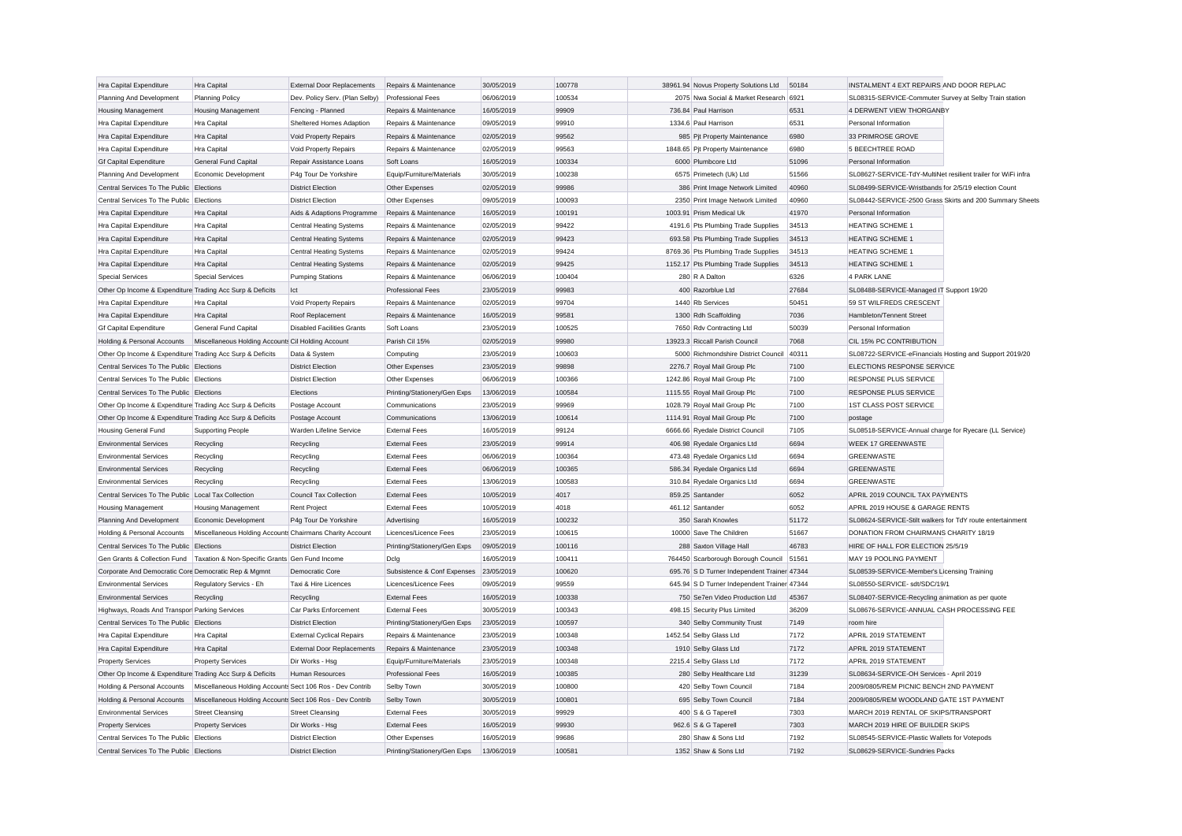| | | | | | | | | | |
|---|---|---|---|---|---|---|---|---|---|
| Hra Capital Expenditure | Hra Capital | External Door Replacements | Repairs & Maintenance | 30/05/2019 | 100778 | 38961.94 | Novus Property Solutions Ltd | 50184 | INSTALMENT 4 EXT REPAIRS AND DOOR REPLAC |
| Planning And Development | Planning Policy | Dev. Policy Serv. (Plan Selby) | Professional Fees | 06/06/2019 | 100534 | 2075 | Nwa Social & Market Research | 6921 | SL08315-SERVICE-Commuter Survey at Selby Train station |
| Housing Management | Housing Management | Fencing - Planned | Repairs & Maintenance | 16/05/2019 | 99909 | 736.84 | Paul Harrison | 6531 | 4 DERWENT VIEW THORGANBY |
| Hra Capital Expenditure | Hra Capital | Sheltered Homes Adaption | Repairs & Maintenance | 09/05/2019 | 99910 | 1334.6 | Paul Harrison | 6531 | Personal Information |
| Hra Capital Expenditure | Hra Capital | Void Property Repairs | Repairs & Maintenance | 02/05/2019 | 99562 | 985 | Pjt Property Maintenance | 6980 | 33 PRIMROSE GROVE |
| Hra Capital Expenditure | Hra Capital | Void Property Repairs | Repairs & Maintenance | 02/05/2019 | 99563 | 1848.65 | Pjt Property Maintenance | 6980 | 5 BEECHTREE ROAD |
| Gf Capital Expenditure | General Fund Capital | Repair Assistance Loans | Soft Loans | 16/05/2019 | 100334 | 6000 | Plumbcore Ltd | 51096 | Personal Information |
| Planning And Development | Economic Development | P4g Tour De Yorkshire | Equip/Furniture/Materials | 30/05/2019 | 100238 | 6575 | Primetech (Uk) Ltd | 51566 | SL08627-SERVICE-TdY-MultiNet resilient trailer for WiFi infra |
| Central Services To The Public | Elections | District Election | Other Expenses | 02/05/2019 | 99986 | 386 | Print Image Network Limited | 40960 | SL08499-SERVICE-Wristbands for 2/5/19 election Count |
| Central Services To The Public | Elections | District Election | Other Expenses | 09/05/2019 | 100093 | 2350 | Print Image Network Limited | 40960 | SL08442-SERVICE-2500 Grass Skirts and 200 Summary Sheets |
| Hra Capital Expenditure | Hra Capital | Aids & Adaptions Programme | Repairs & Maintenance | 16/05/2019 | 100191 | 1003.91 | Prism Medical Uk | 41970 | Personal Information |
| Hra Capital Expenditure | Hra Capital | Central Heating Systems | Repairs & Maintenance | 02/05/2019 | 99422 | 4191.6 | Pts Plumbing Trade Supplies | 34513 | HEATING SCHEME 1 |
| Hra Capital Expenditure | Hra Capital | Central Heating Systems | Repairs & Maintenance | 02/05/2019 | 99423 | 693.58 | Pts Plumbing Trade Supplies | 34513 | HEATING SCHEME 1 |
| Hra Capital Expenditure | Hra Capital | Central Heating Systems | Repairs & Maintenance | 02/05/2019 | 99424 | 8769.36 | Pts Plumbing Trade Supplies | 34513 | HEATING SCHEME 1 |
| Hra Capital Expenditure | Hra Capital | Central Heating Systems | Repairs & Maintenance | 02/05/2019 | 99425 | 1152.17 | Pts Plumbing Trade Supplies | 34513 | HEATING SCHEME 1 |
| Special Services | Special Services | Pumping Stations | Repairs & Maintenance | 06/06/2019 | 100404 | 280 | R A Dalton | 6326 | 4 PARK LANE |
| Other Op Income & Expenditure | Trading Acc Surp & Deficits | Ict | Professional Fees | 23/05/2019 | 99983 | 400 | Razorblue Ltd | 27684 | SL08488-SERVICE-Managed IT Support 19/20 |
| Hra Capital Expenditure | Hra Capital | Void Property Repairs | Repairs & Maintenance | 02/05/2019 | 99704 | 1440 | Rb Services | 50451 | 59 ST WILFREDS CRESCENT |
| Hra Capital Expenditure | Hra Capital | Roof Replacement | Repairs & Maintenance | 16/05/2019 | 99581 | 1300 | Rdh Scaffolding | 7036 | Hambleton/Tennent Street |
| Gf Capital Expenditure | General Fund Capital | Disabled Facilities Grants | Soft Loans | 23/05/2019 | 100525 | 7650 | Rdv Contracting Ltd | 50039 | Personal Information |
| Holding & Personal Accounts | Miscellaneous Holding Accounts | Cil Holding Account | Parish Cil 15% | 02/05/2019 | 99980 | 13923.3 | Riccall Parish Council | 7068 | CIL 15% PC CONTRIBUTION |
| Other Op Income & Expenditure | Trading Acc Surp & Deficits | Data & System | Computing | 23/05/2019 | 100603 | 5000 | Richmondshire District Council | 40311 | SL08722-SERVICE-eFinancials Hosting and Support 2019/20 |
| Central Services To The Public | Elections | District Election | Other Expenses | 23/05/2019 | 99898 | 2276.7 | Royal Mail Group Plc | 7100 | ELECTIONS RESPONSE SERVICE |
| Central Services To The Public | Elections | District Election | Other Expenses | 06/06/2019 | 100366 | 1242.86 | Royal Mail Group Plc | 7100 | RESPONSE PLUS SERVICE |
| Central Services To The Public | Elections | Elections | Printing/Stationery/Gen Exps | 13/06/2019 | 100584 | 1115.55 | Royal Mail Group Plc | 7100 | RESPONSE PLUS SERVICE |
| Other Op Income & Expenditure | Trading Acc Surp & Deficits | Postage Account | Communications | 23/05/2019 | 99969 | 1028.79 | Royal Mail Group Plc | 7100 | 1ST CLASS POST SERVICE |
| Other Op Income & Expenditure | Trading Acc Surp & Deficits | Postage Account | Communications | 13/06/2019 | 100614 | 1114.91 | Royal Mail Group Plc | 7100 | postage |
| Housing General Fund | Supporting People | Warden Lifeline Service | External Fees | 16/05/2019 | 99124 | 6666.66 | Ryedale District Council | 7105 | SL08518-SERVICE-Annual charge for Ryecare (LL Service) |
| Environmental Services | Recycling | Recycling | External Fees | 23/05/2019 | 99914 | 406.98 | Ryedale Organics Ltd | 6694 | WEEK 17 GREENWASTE |
| Environmental Services | Recycling | Recycling | External Fees | 06/06/2019 | 100364 | 473.48 | Ryedale Organics Ltd | 6694 | GREENWASTE |
| Environmental Services | Recycling | Recycling | External Fees | 06/06/2019 | 100365 | 586.34 | Ryedale Organics Ltd | 6694 | GREENWASTE |
| Environmental Services | Recycling | Recycling | External Fees | 13/06/2019 | 100583 | 310.84 | Ryedale Organics Ltd | 6694 | GREENWASTE |
| Central Services To The Public | Local Tax Collection | Council Tax Collection | External Fees | 10/05/2019 | 4017 | 859.25 | Santander | 6052 | APRIL 2019 COUNCIL TAX PAYMENTS |
| Housing Management | Housing Management | Rent Project | External Fees | 10/05/2019 | 4018 | 461.12 | Santander | 6052 | APRIL 2019 HOUSE & GARAGE RENTS |
| Planning And Development | Economic Development | P4g Tour De Yorkshire | Advertising | 16/05/2019 | 100232 | 350 | Sarah Knowles | 51172 | SL08624-SERVICE-Stilt walkers for TdY route entertainment |
| Holding & Personal Accounts | Miscellaneous Holding Accounts | Chairmans Charity Account | Licences/Licence Fees | 23/05/2019 | 100615 | 10000 | Save The Children | 51667 | DONATION FROM CHAIRMANS CHARITY 18/19 |
| Central Services To The Public | Elections | District Election | Printing/Stationery/Gen Exps | 09/05/2019 | 100116 | 288 | Saxton Village Hall | 46783 | HIRE OF HALL FOR ELECTION 25/5/19 |
| Gen Grants & Collection Fund | Taxation & Non-Specific Grants | Gen Fund Income | Dclg | 16/05/2019 | 100411 | 764450 | Scarborough Borough Council | 51561 | MAY 19 POOLING PAYMENT |
| Corporate And Democratic Core | Democratic Rep & Mgmnt | Democratic Core | Subsistence & Conf Expenses | 23/05/2019 | 100620 | 695.76 | S D Turner Independent Trainer | 47344 | SL08539-SERVICE-Member's Licensing Training |
| Environmental Services | Regulatory Servics - Eh | Taxi & Hire Licences | Licences/Licence Fees | 09/05/2019 | 99559 | 645.94 | S D Turner Independent Trainer | 47344 | SL08550-SERVICE- sdt/SDC/19/1 |
| Environmental Services | Recycling | Recycling | External Fees | 16/05/2019 | 100338 | 750 | Se7en Video Production Ltd | 45367 | SL08407-SERVICE-Recycling animation as per quote |
| Highways, Roads And Transport | Parking Services | Car Parks Enforcement | External Fees | 30/05/2019 | 100343 | 498.15 | Security Plus Limited | 36209 | SL08676-SERVICE-ANNUAL CASH PROCESSING FEE |
| Central Services To The Public | Elections | District Election | Printing/Stationery/Gen Exps | 23/05/2019 | 100597 | 340 | Selby Community Trust | 7149 | room hire |
| Hra Capital Expenditure | Hra Capital | External Cyclical Repairs | Repairs & Maintenance | 23/05/2019 | 100348 | 1452.54 | Selby Glass Ltd | 7172 | APRIL 2019 STATEMENT |
| Hra Capital Expenditure | Hra Capital | External Door Replacements | Repairs & Maintenance | 23/05/2019 | 100348 | 1910 | Selby Glass Ltd | 7172 | APRIL 2019 STATEMENT |
| Property Services | Property Services | Dir Works - Hsg | Equip/Furniture/Materials | 23/05/2019 | 100348 | 2215.4 | Selby Glass Ltd | 7172 | APRIL 2019 STATEMENT |
| Other Op Income & Expenditure | Trading Acc Surp & Deficits | Human Resources | Professional Fees | 16/05/2019 | 100385 | 280 | Selby Healthcare Ltd | 31239 | SL08634-SERVICE-OH Services - April 2019 |
| Holding & Personal Accounts | Miscellaneous Holding Accounts | Sect 106 Ros - Dev Contrib | Selby Town | 30/05/2019 | 100800 | 420 | Selby Town Council | 7184 | 2009/0805/REM PICNIC BENCH 2ND PAYMENT |
| Holding & Personal Accounts | Miscellaneous Holding Accounts | Sect 106 Ros - Dev Contrib | Selby Town | 30/05/2019 | 100801 | 695 | Selby Town Council | 7184 | 2009/0805/REM WOODLAND GATE 1ST PAYMENT |
| Environmental Services | Street Cleansing | Street Cleansing | External Fees | 30/05/2019 | 99929 | 400 | S & G Taperell | 7303 | MARCH 2019 RENTAL OF SKIPS/TRANSPORT |
| Property Services | Property Services | Dir Works - Hsg | External Fees | 16/05/2019 | 99930 | 962.6 | S & G Taperell | 7303 | MARCH 2019 HIRE OF BUILDER SKIPS |
| Central Services To The Public | Elections | District Election | Other Expenses | 16/05/2019 | 99686 | 280 | Shaw & Sons Ltd | 7192 | SL08545-SERVICE-Plastic Wallets for Votepods |
| Central Services To The Public | Elections | District Election | Printing/Stationery/Gen Exps | 13/06/2019 | 100581 | 1352 | Shaw & Sons Ltd | 7192 | SL08629-SERVICE-Sundries Packs |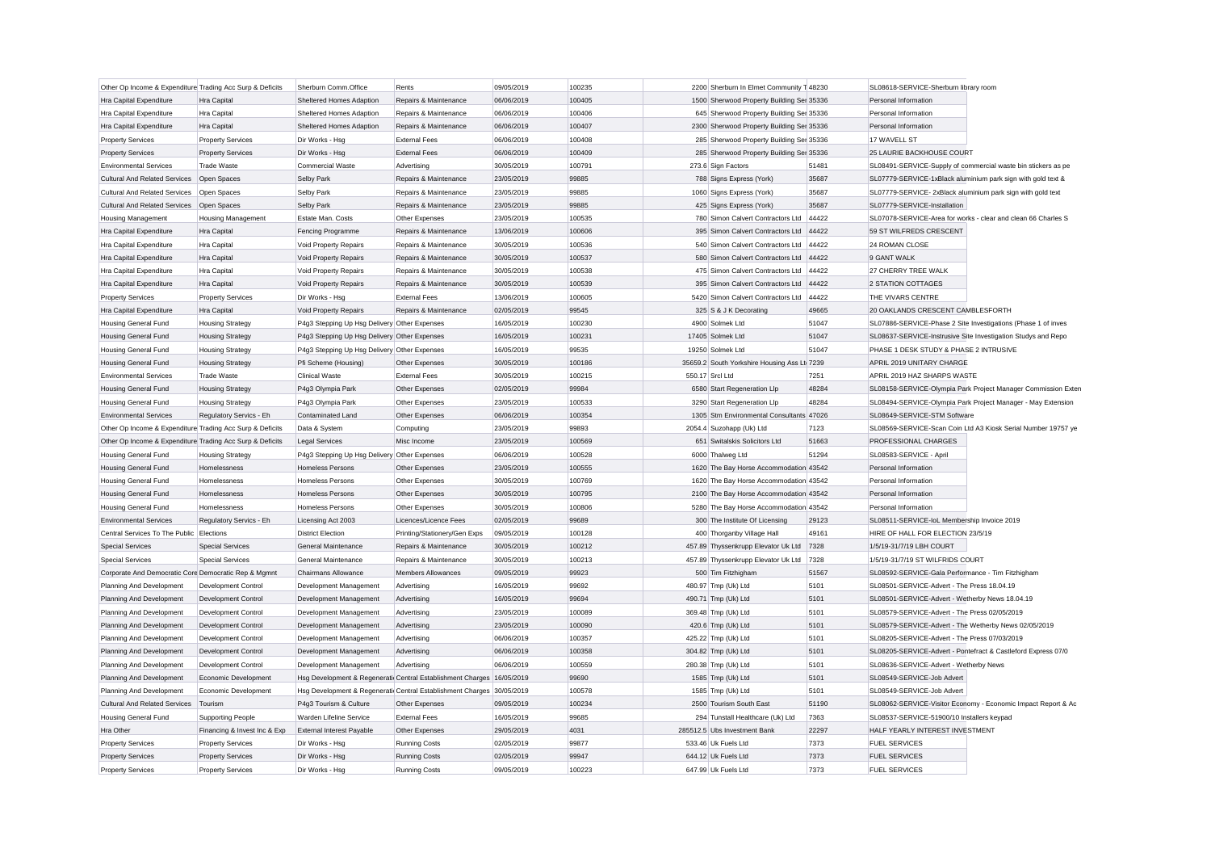| Other Op Income & Expenditure | Trading Acc Surp & Deficits | Sherburn Comm.Office | Rents | 09/05/2019 | 100235 | 2200 | Sherburn In Elmet Community T | 48230 | SL08618-SERVICE-Sherburn library room |
|---|---|---|---|---|---|---|---|---|---|
| Hra Capital Expenditure | Hra Capital | Sheltered Homes Adaption | Repairs & Maintenance | 06/06/2019 | 100405 | 1500 | Sherwood Property Building Ser | 35336 | Personal Information |
| Hra Capital Expenditure | Hra Capital | Sheltered Homes Adaption | Repairs & Maintenance | 06/06/2019 | 100406 | 645 | Sherwood Property Building Ser | 35336 | Personal Information |
| Hra Capital Expenditure | Hra Capital | Sheltered Homes Adaption | Repairs & Maintenance | 06/06/2019 | 100407 | 2300 | Sherwood Property Building Ser | 35336 | Personal Information |
| Property Services | Property Services | Dir Works - Hsg | External Fees | 06/06/2019 | 100408 | 285 | Sherwood Property Building Ser | 35336 | 17 WAVELL ST |
| Property Services | Property Services | Dir Works - Hsg | External Fees | 06/06/2019 | 100409 | 285 | Sherwood Property Building Ser | 35336 | 25 LAURIE BACKHOUSE COURT |
| Environmental Services | Trade Waste | Commercial Waste | Advertising | 30/05/2019 | 100791 | 273.6 | Sign Factors | 51481 | SL08491-SERVICE-Supply of commercial waste bin stickers as pe |
| Cultural And Related Services | Open Spaces | Selby Park | Repairs & Maintenance | 23/05/2019 | 99885 | 788 | Signs Express (York) | 35687 | SL07779-SERVICE-1xBlack aluminium park sign with gold text & |
| Cultural And Related Services | Open Spaces | Selby Park | Repairs & Maintenance | 23/05/2019 | 99885 | 1060 | Signs Express (York) | 35687 | SL07779-SERVICE- 2xBlack aluminium park sign with gold text |
| Cultural And Related Services | Open Spaces | Selby Park | Repairs & Maintenance | 23/05/2019 | 99885 | 425 | Signs Express (York) | 35687 | SL07779-SERVICE-Installation |
| Housing Management | Housing Management | Estate Man. Costs | Other Expenses | 23/05/2019 | 100535 | 780 | Simon Calvert Contractors Ltd | 44422 | SL07078-SERVICE-Area for works - clear and clean 66 Charles S |
| Hra Capital Expenditure | Hra Capital | Fencing Programme | Repairs & Maintenance | 13/06/2019 | 100606 | 395 | Simon Calvert Contractors Ltd | 44422 | 59 ST WILFREDS CRESCENT |
| Hra Capital Expenditure | Hra Capital | Void Property Repairs | Repairs & Maintenance | 30/05/2019 | 100536 | 540 | Simon Calvert Contractors Ltd | 44422 | 24 ROMAN CLOSE |
| Hra Capital Expenditure | Hra Capital | Void Property Repairs | Repairs & Maintenance | 30/05/2019 | 100537 | 580 | Simon Calvert Contractors Ltd | 44422 | 9 GANT WALK |
| Hra Capital Expenditure | Hra Capital | Void Property Repairs | Repairs & Maintenance | 30/05/2019 | 100538 | 475 | Simon Calvert Contractors Ltd | 44422 | 27 CHERRY TREE WALK |
| Hra Capital Expenditure | Hra Capital | Void Property Repairs | Repairs & Maintenance | 30/05/2019 | 100539 | 395 | Simon Calvert Contractors Ltd | 44422 | 2 STATION COTTAGES |
| Property Services | Property Services | Dir Works - Hsg | External Fees | 13/06/2019 | 100605 | 5420 | Simon Calvert Contractors Ltd | 44422 | THE VIVARS CENTRE |
| Hra Capital Expenditure | Hra Capital | Void Property Repairs | Repairs & Maintenance | 02/05/2019 | 99545 | 325 | S & J K Decorating | 49665 | 20 OAKLANDS CRESCENT CAMBLESFORTH |
| Housing General Fund | Housing Strategy | P4g3 Stepping Up Hsg Delivery | Other Expenses | 16/05/2019 | 100230 | 4900 | Solmek Ltd | 51047 | SL07886-SERVICE-Phase 2 Site Investigations (Phase 1 of inves |
| Housing General Fund | Housing Strategy | P4g3 Stepping Up Hsg Delivery | Other Expenses | 16/05/2019 | 100231 | 17405 | Solmek Ltd | 51047 | SL08637-SERVICE-Instrusive Site Investigation Studys and Repo |
| Housing General Fund | Housing Strategy | P4g3 Stepping Up Hsg Delivery | Other Expenses | 16/05/2019 | 99535 | 19250 | Solmek Ltd | 51047 | PHASE 1 DESK STUDY & PHASE 2 INTRUSIVE |
| Housing General Fund | Housing Strategy | Pfi Scheme (Housing) | Other Expenses | 30/05/2019 | 100186 | 35659.2 | South Yorkshire Housing Ass Lt | 7239 | APRIL 2019 UNITARY CHARGE |
| Environmental Services | Trade Waste | Clinical Waste | External Fees | 30/05/2019 | 100215 | 550.17 | Srcl Ltd | 7251 | APRIL 2019 HAZ SHARPS WASTE |
| Housing General Fund | Housing Strategy | P4g3 Olympia Park | Other Expenses | 02/05/2019 | 99984 | 6580 | Start Regeneration Llp | 48284 | SL08158-SERVICE-Olympia Park Project Manager Commission Exten |
| Housing General Fund | Housing Strategy | P4g3 Olympia Park | Other Expenses | 23/05/2019 | 100533 | 3290 | Start Regeneration Llp | 48284 | SL08494-SERVICE-Olympia Park Project Manager - May Extension |
| Environmental Services | Regulatory Servics - Eh | Contaminated Land | Other Expenses | 06/06/2019 | 100354 | 1305 | Stm Environmental Consultants | 47026 | SL08649-SERVICE-STM Software |
| Other Op Income & Expenditure | Trading Acc Surp & Deficits | Data & System | Computing | 23/05/2019 | 99893 | 2054.4 | Suzohapp (Uk) Ltd | 7123 | SL08569-SERVICE-Scan Coin Ltd A3 Kiosk Serial Number 19757 ye |
| Other Op Income & Expenditure | Trading Acc Surp & Deficits | Legal Services | Misc Income | 23/05/2019 | 100569 | 651 | Switalskis Solicitors Ltd | 51663 | PROFESSIONAL CHARGES |
| Housing General Fund | Housing Strategy | P4g3 Stepping Up Hsg Delivery | Other Expenses | 06/06/2019 | 100528 | 6000 | Thalweg Ltd | 51294 | SL08583-SERVICE - April |
| Housing General Fund | Homelessness | Homeless Persons | Other Expenses | 23/05/2019 | 100555 | 1620 | The Bay Horse Accommodation | 43542 | Personal Information |
| Housing General Fund | Homelessness | Homeless Persons | Other Expenses | 30/05/2019 | 100769 | 1620 | The Bay Horse Accommodation | 43542 | Personal Information |
| Housing General Fund | Homelessness | Homeless Persons | Other Expenses | 30/05/2019 | 100795 | 2100 | The Bay Horse Accommodation | 43542 | Personal Information |
| Housing General Fund | Homelessness | Homeless Persons | Other Expenses | 30/05/2019 | 100806 | 5280 | The Bay Horse Accommodation | 43542 | Personal Information |
| Environmental Services | Regulatory Servics - Eh | Licensing Act 2003 | Licences/Licence Fees | 02/05/2019 | 99689 | 300 | The Institute Of Licensing | 29123 | SL08511-SERVICE-IoL Membership Invoice 2019 |
| Central Services To The Public | Elections | District Election | Printing/Stationery/Gen Exps | 09/05/2019 | 100128 | 400 | Thorganby Village Hall | 49161 | HIRE OF HALL FOR ELECTION 23/5/19 |
| Special Services | Special Services | General Maintenance | Repairs & Maintenance | 30/05/2019 | 100212 | 457.89 | Thyssenkrupp Elevator Uk Ltd | 7328 | 1/5/19-31/7/19 LBH COURT |
| Special Services | Special Services | General Maintenance | Repairs & Maintenance | 30/05/2019 | 100213 | 457.89 | Thyssenkrupp Elevator Uk Ltd | 7328 | 1/5/19-31/7/19 ST WILFRIDS COURT |
| Corporate And Democratic Core | Democratic Rep & Mgmnt | Chairmans Allowance | Members Allowances | 09/05/2019 | 99923 | 500 | Tim Fitzhigham | 51567 | SL08592-SERVICE-Gala Performance - Tim Fitzhigham |
| Planning And Development | Development Control | Development Management | Advertising | 16/05/2019 | 99692 | 480.97 | Tmp (Uk) Ltd | 5101 | SL08501-SERVICE-Advert - The Press 18.04.19 |
| Planning And Development | Development Control | Development Management | Advertising | 16/05/2019 | 99694 | 490.71 | Tmp (Uk) Ltd | 5101 | SL08501-SERVICE-Advert - Wetherby News 18.04.19 |
| Planning And Development | Development Control | Development Management | Advertising | 23/05/2019 | 100089 | 369.48 | Tmp (Uk) Ltd | 5101 | SL08579-SERVICE-Advert - The Press 02/05/2019 |
| Planning And Development | Development Control | Development Management | Advertising | 23/05/2019 | 100090 | 420.6 | Tmp (Uk) Ltd | 5101 | SL08579-SERVICE-Advert - The Wetherby News 02/05/2019 |
| Planning And Development | Development Control | Development Management | Advertising | 06/06/2019 | 100357 | 425.22 | Tmp (Uk) Ltd | 5101 | SL08205-SERVICE-Advert - The Press 07/03/2019 |
| Planning And Development | Development Control | Development Management | Advertising | 06/06/2019 | 100358 | 304.82 | Tmp (Uk) Ltd | 5101 | SL08205-SERVICE-Advert - Pontefract & Castleford Express 07/0 |
| Planning And Development | Development Control | Development Management | Advertising | 06/06/2019 | 100559 | 280.38 | Tmp (Uk) Ltd | 5101 | SL08636-SERVICE-Advert - Wetherby News |
| Planning And Development | Economic Development | Hsg Development & Regenerati | Central Establishment Charges | 16/05/2019 | 99690 | 1585 | Tmp (Uk) Ltd | 5101 | SL08549-SERVICE-Job Advert |
| Planning And Development | Economic Development | Hsg Development & Regenerati | Central Establishment Charges | 30/05/2019 | 100578 | 1585 | Tmp (Uk) Ltd | 5101 | SL08549-SERVICE-Job Advert |
| Cultural And Related Services | Tourism | P4g3 Tourism & Culture | Other Expenses | 09/05/2019 | 100234 | 2500 | Tourism South East | 51190 | SL08062-SERVICE-Visitor Economy - Economic Impact Report & Ac |
| Housing General Fund | Supporting People | Warden Lifeline Service | External Fees | 16/05/2019 | 99685 | 294 | Tunstall Healthcare (Uk) Ltd | 7363 | SL08537-SERVICE-51900/10 Installers keypad |
| Hra Other | Financing & Invest Inc & Exp | External Interest Payable | Other Expenses | 29/05/2019 | 4031 | 285512.5 | Ubs Investment Bank | 22297 | HALF YEARLY INTEREST INVESTMENT |
| Property Services | Property Services | Dir Works - Hsg | Running Costs | 02/05/2019 | 99877 | 533.46 | Uk Fuels Ltd | 7373 | FUEL SERVICES |
| Property Services | Property Services | Dir Works - Hsg | Running Costs | 02/05/2019 | 99947 | 644.12 | Uk Fuels Ltd | 7373 | FUEL SERVICES |
| Property Services | Property Services | Dir Works - Hsg | Running Costs | 09/05/2019 | 100223 | 647.99 | Uk Fuels Ltd | 7373 | FUEL SERVICES |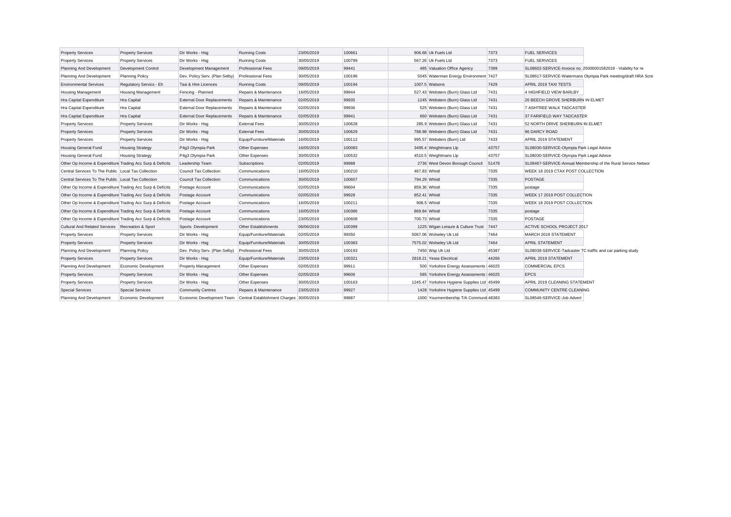| | | | | | | | | | |
|---|---|---|---|---|---|---|---|---|---|
| Property Services | Property Services | Dir Works - Hsg | Running Costs | 23/05/2019 | 100661 | 906.68 | Uk Fuels Ltd | 7373 | FUEL SERVICES |
| Property Services | Property Services | Dir Works - Hsg | Running Costs | 30/05/2019 | 100799 | 567.26 | Uk Fuels Ltd | 7373 | FUEL SERVICES |
| Planning And Development | Development Control | Development Management | Professional Fees | 09/05/2019 | 99441 | 485 | Valuation Office Agency | 7399 | SL08602-SERVICE-Invoice no. 25000001582019 - Viability for re |
| Planning And Development | Planning Policy | Dev. Policy Serv. (Plan Selby) | Professional Fees | 30/05/2019 | 100196 | 5045 | Waterman Energy Environment | 7427 | SL08617-SERVICE-Watermans Olympia Park meeting/draft HRA Scre |
| Environmental Services | Regulatory Servics - Eh | Taxi & Hire Licences | Running Costs | 09/05/2019 | 100194 | 1007.5 | Watsons | 7429 | APRIL 2019 TAXI TESTS |
| Housing Management | Housing Management | Fencing - Planned | Repairs & Maintenance | 16/05/2019 | 99944 | 527.43 | Websters (Burn) Glass Ltd | 7431 | 4 HIGHFIELD VIEW BARLBY |
| Hra Capital Expenditure | Hra Capital | External Door Replacements | Repairs & Maintenance | 02/05/2019 | 99935 | 1245 | Websters (Burn) Glass Ltd | 7431 | 26 BEECH GROVE SHERBURN IN ELMET |
| Hra Capital Expenditure | Hra Capital | External Door Replacements | Repairs & Maintenance | 02/05/2019 | 99936 | 525 | Websters (Burn) Glass Ltd | 7431 | 7 ASHTREE WALK TADCASTER |
| Hra Capital Expenditure | Hra Capital | External Door Replacements | Repairs & Maintenance | 02/05/2019 | 99941 | 660 | Websters (Burn) Glass Ltd | 7431 | 37 FARIFIELD WAY TADCASTER |
| Property Services | Property Services | Dir Works - Hsg | External Fees | 30/05/2019 | 100628 | 285.9 | Websters (Burn) Glass Ltd | 7431 | 52 NORTH DRIVE SHERBURN IN ELMET |
| Property Services | Property Services | Dir Works - Hsg | External Fees | 30/05/2019 | 100629 | 788.98 | Websters (Burn) Glass Ltd | 7431 | 96 DARCY ROAD |
| Property Services | Property Services | Dir Works - Hsg | Equip/Furniture/Materials | 16/05/2019 | 100112 | 995.57 | Websters (Burn) Ltd | 7433 | APRIL 2019 STATEMENT |
| Housing General Fund | Housing Strategy | P4g3 Olympia Park | Other Expenses | 16/05/2019 | 100083 | 3495.4 | Weightmans Llp | 43757 | SL08030-SERVICE-Olympia Park Legal Advice |
| Housing General Fund | Housing Strategy | P4g3 Olympia Park | Other Expenses | 30/05/2019 | 100532 | 4510.5 | Weightmans Llp | 43757 | SL08030-SERVICE-Olympia Park Legal Advice |
| Other Op Income & Expenditure | Trading Acc Surp & Deficits | Leadership Team | Subscriptions | 02/05/2019 | 99988 | 2736 | West Devon Borough Council | 51478 | SL08467-SERVICE-Annual Membership of the Rural Service Networ |
| Central Services To The Public | Local Tax Collection | Council Tax Collection | Communications | 16/05/2019 | 100210 | 467.83 | Whistl | 7335 | WEEK 18 2019 CTAX POST COLLECTION |
| Central Services To The Public | Local Tax Collection | Council Tax Collection | Communications | 30/05/2019 | 100607 | 794.29 | Whistl | 7335 | POSTAGE |
| Other Op Income & Expenditure | Trading Acc Surp & Deficits | Postage Account | Communications | 02/05/2019 | 99604 | 859.36 | Whistl | 7335 | postage |
| Other Op Income & Expenditure | Trading Acc Surp & Deficits | Postage Account | Communications | 02/05/2019 | 99928 | 852.41 | Whistl | 7335 | WEEK 17 2019 POST COLLECTION |
| Other Op Income & Expenditure | Trading Acc Surp & Deficits | Postage Account | Communications | 16/05/2019 | 100211 | 908.5 | Whistl | 7335 | WEEK 18 2019 POST COLLECTION |
| Other Op Income & Expenditure | Trading Acc Surp & Deficits | Postage Account | Communications | 16/05/2019 | 100386 | 869.84 | Whistl | 7335 | postage |
| Other Op Income & Expenditure | Trading Acc Surp & Deficits | Postage Account | Communications | 23/05/2019 | 100608 | 700.73 | Whistl | 7335 | POSTAGE |
| Cultural And Related Services | Recreation & Sport | Sports Development | Other Establishments | 06/06/2019 | 100399 | 1225 | Wigan Leisure & Culture Trust | 7447 | ACTIVE SCHOOL PROJECT 2017 |
| Property Services | Property Services | Dir Works - Hsg | Equip/Furniture/Materials | 02/05/2019 | 99350 | 5067.06 | Wolseley Uk Ltd | 7464 | MARCH 2019 STATEMENT |
| Property Services | Property Services | Dir Works - Hsg | Equip/Furniture/Materials | 30/05/2019 | 100383 | 7575.02 | Wolseley Uk Ltd | 7464 | APRIL STATEMENT |
| Planning And Development | Planning Policy | Dev. Policy Serv. (Plan Selby) | Professional Fees | 30/05/2019 | 100193 | 7450 | Wsp Uk Ltd | 45387 | SL08038-SERVICE-Tadcaster TC traffic and car parking study |
| Property Services | Property Services | Dir Works - Hsg | Equip/Furniture/Materials | 23/05/2019 | 100321 | 2818.21 | Yesss Electrical | 44266 | APRIL 2019 STATEMENT |
| Planning And Development | Economic Development | Property Management | Other Expenses | 02/05/2019 | 99911 | 500 | Yorkshire Energy Assessments | 46025 | COMMERCIAL EPCS |
| Property Services | Property Services | Dir Works - Hsg | Other Expenses | 02/05/2019 | 99606 | 585 | Yorkshire Energy Assessments | 46025 | EPCS |
| Property Services | Property Services | Dir Works - Hsg | Other Expenses | 30/05/2019 | 100163 | 1245.47 | Yorkshire Hygiene Supplies Ltd | 45499 | APRIL 2019 CLEANING STATEMENT |
| Special Services | Special Services | Community Centres | Repairs & Maintenance | 23/05/2019 | 99927 | 1428 | Yorkshire Hygiene Supplies Ltd | 45499 | COMMUNITY CENTRE CLEANING |
| Planning And Development | Economic Development | Economic Development Team | Central Establishment Charges | 30/05/2019 | 99887 | 1000 | Yourmembership T/A Communit | 48383 | SL08546-SERVICE-Job Advert |